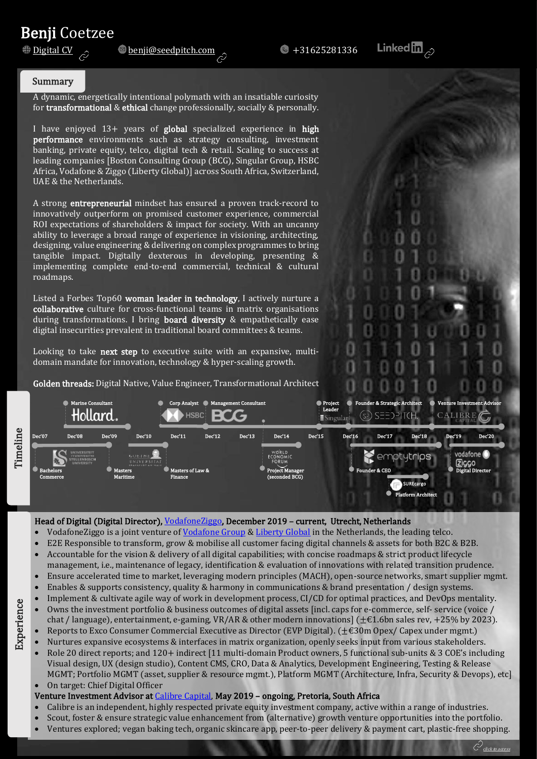# **Benji** Coetzee

[Digital CV] | [benji@seedpitch.com] | +31625281336 | LinkedIn

## Summary

A dynamic, energetically intentional polymath with an insatiable curiosity for **transformational** & **ethical** change professionally, socially & personally.

I have enjoyed 13+ years of **global** specialized experience in **high performance** environments such as strategy consulting, investment banking, private equity, telco, digital tech & retail. Scaling to success at leading companies [Boston Consulting Group (BCG), Singular Group, HSBC Africa, Vodafone & Ziggo (Liberty Global)] across South Africa, Switzerland, UAE & the Netherlands.

A strong **entrepreneurial** mindset has ensured a proven track-record to innovatively outperform on promised customer experience, commercial ROI expectations of shareholders & impact for society. With an uncanny ability to leverage a broad range of experience in visioning, architecting, designing, value engineering & delivering on complex programmes to bring tangible impact. Digitally dexterous in developing, presenting & implementing complete end-to-end commercial, technical & cultural roadmaps.

Listed a Forbes Top60 **woman leader in technology**, I actively nurture a **collaborative** culture for cross-functional teams in matrix organisations during transformations. I bring **board diversity** & empathetically ease digital insecurities prevalent in traditional board committees & teams.

Looking to take **next step** to executive suite with an expansive, multi-domain mandate for innovation, technology & hyper-scaling growth.

**Golden threads:** Digital Native, Value Engineer, Transformational Architect

## Timeline

Dec'07 – Dec'08 – Dec'09 – Dec'10 – Dec'11 – Dec'12 – Dec'13 – Dec'14 – Dec'15 – Dec'16 – Dec'17 – Dec'18 – Dec'19 – Dec'20

- Marine Consultant – Holland
- Corp Analyst – HSBC
- Management Consultant – BCG
- Project Leader – Singular
- Founder & Strategic Architect – SEEDPITCH
- Venture Investment Advisor – Calibre Capital
- Bachelors Commerce – Universiteit Stellenbosch University
- Masters Maritime – Goethe Universitat
- Masters of Law & Finance
- Project Manager (seconded BCG) – World Economic Forum
- Founder & CEO – emptytrips
- Platform Architect – SUREcargo
- Digital Director – vodafone Ziggo

## Experience

**Head of Digital (Digital Director), [VodafoneZiggo], December 2019 – current, Utrecht, Netherlands**

- VodafoneZiggo is a joint venture of [Vodafone Group] & [Liberty Global] in the Netherlands, the leading telco.
- E2E Responsible to transform, grow & mobilise all customer facing digital channels & assets for both B2C & B2B.
- Accountable for the vision & delivery of all digital capabilities; with concise roadmaps & strict product lifecycle management, i.e., maintenance of legacy, identification & evaluation of innovations with related transition prudence.
- Ensure accelerated time to market, leveraging modern principles (MACH), open-source networks, smart supplier mgmt.
- Enables & supports consistency, quality & harmony in communications & brand presentation / design systems.
- Implement & cultivate agile way of work in development process, CI/CD for optimal practices, and DevOps mentality.
- Owns the investment portfolio & business outcomes of digital assets [incl. caps for e-commerce, self- service (voice / chat / language), entertainment, e-gaming, VR/AR & other modern innovations] (±€1.6bn sales rev, +25% by 2023).
- Reports to Exco Consumer Commercial Executive as Director (EVP Digital). (±€30m Opex/ Capex under mgmt.)
- Nurtures expansive ecosystems & interfaces in matrix organization, openly seeks input from various stakeholders.
- Role 20 direct reports; and 120+ indirect [11 multi-domain Product owners, 5 functional sub-units & 3 COE's including Visual design, UX (design studio), Content CMS, CRO, Data & Analytics, Development Engineering, Testing & Release MGMT; Portfolio MGMT (asset, supplier & resource mgmt.), Platform MGMT (Architecture, Infra, Security & Devops), etc]
- On target: Chief Digital Officer

**Venture Investment Advisor at [Calibre Capital], May 2019 – ongoing, Pretoria, South Africa**

- Calibre is an independent, highly respected private equity investment company, active within a range of industries.
- Scout, foster & ensure strategic value enhancement from (alternative) growth venture opportunities into the portfolio.
- Ventures explored; vegan baking tech, organic skincare app, peer-to-peer delivery & payment cart, plastic-free shopping.

*click to access*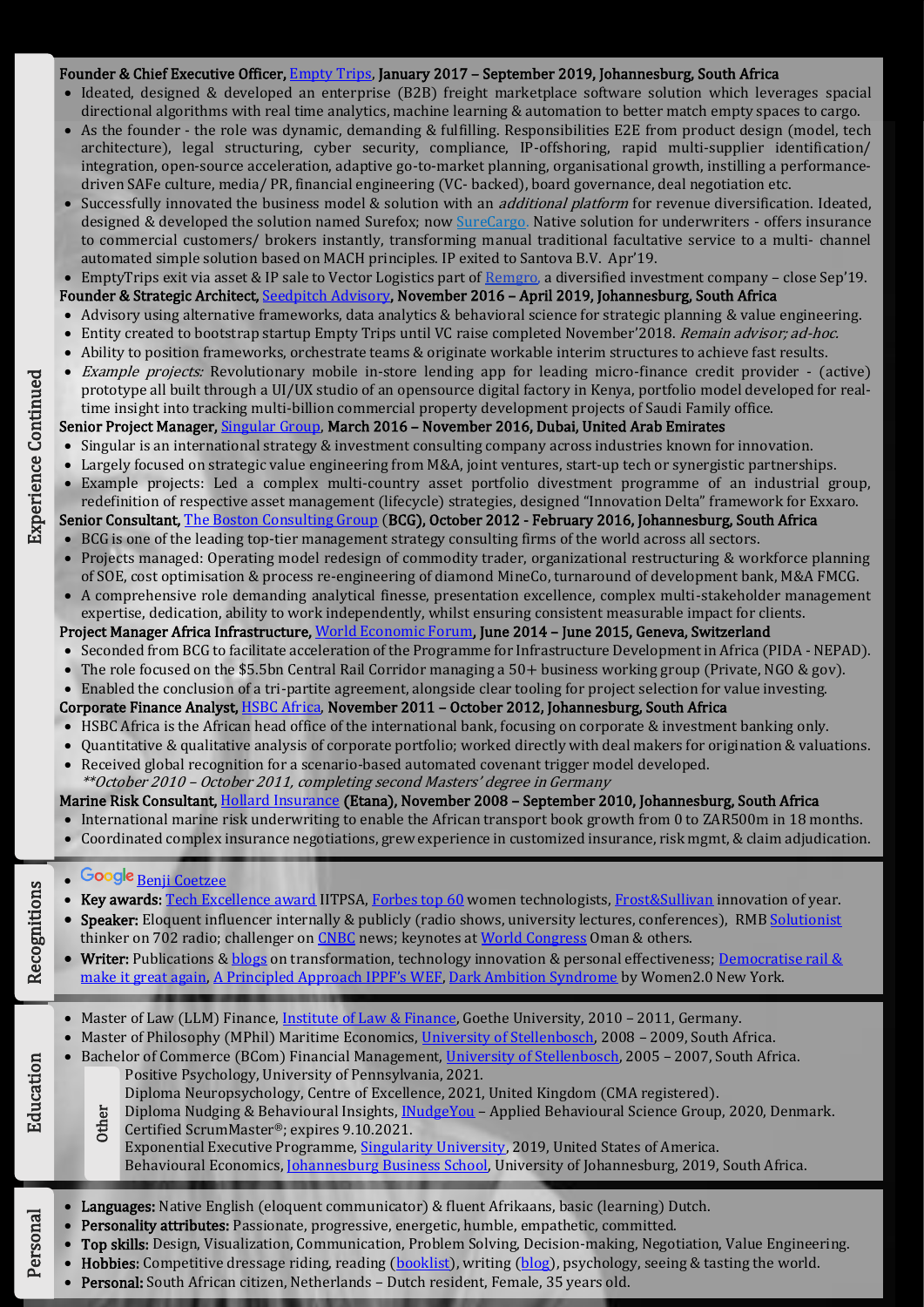## Experience Continued

**Founder & Chief Executive Officer, Empty Trips, January 2017 – September 2019, Johannesburg, South Africa**

- Ideated, designed & developed an enterprise (B2B) freight marketplace software solution which leverages spacial directional algorithms with real time analytics, machine learning & automation to better match empty spaces to cargo.
- As the founder - the role was dynamic, demanding & fulfilling. Responsibilities E2E from product design (model, tech architecture), legal structuring, cyber security, compliance, IP-offshoring, rapid multi-supplier identification/ integration, open-source acceleration, adaptive go-to-market planning, organisational growth, instilling a performance-driven SAFe culture, media/ PR, financial engineering (VC- backed), board governance, deal negotiation etc.
- Successfully innovated the business model & solution with an *additional platform* for revenue diversification. Ideated, designed & developed the solution named Surefox; now SureCargo. Native solution for underwriters - offers insurance to commercial customers/ brokers instantly, transforming manual traditional facultative service to a multi- channel automated simple solution based on MACH principles. IP exited to Santova B.V. Apr'19.
- EmptyTrips exit via asset & IP sale to Vector Logistics part of Remgro, a diversified investment company – close Sep'19.

**Founder & Strategic Architect, Seedpitch Advisory, November 2016 – April 2019, Johannesburg, South Africa**

- Advisory using alternative frameworks, data analytics & behavioral science for strategic planning & value engineering.
- Entity created to bootstrap startup Empty Trips until VC raise completed November'2018. *Remain advisor; ad-hoc.*
- Ability to position frameworks, orchestrate teams & originate workable interim structures to achieve fast results.
- *Example projects:* Revolutionary mobile in-store lending app for leading micro-finance credit provider - (active) prototype all built through a UI/UX studio of an opensource digital factory in Kenya, portfolio model developed for real-time insight into tracking multi-billion commercial property development projects of Saudi Family office.

**Senior Project Manager, Singular Group, March 2016 – November 2016, Dubai, United Arab Emirates**

- Singular is an international strategy & investment consulting company across industries known for innovation.
- Largely focused on strategic value engineering from M&A, joint ventures, start-up tech or synergistic partnerships.
- Example projects: Led a complex multi-country asset portfolio divestment programme of an industrial group, redefinition of respective asset management (lifecycle) strategies, designed "Innovation Delta" framework for Exxaro.

**Senior Consultant, The Boston Consulting Group (BCG), October 2012 - February 2016, Johannesburg, South Africa**

- BCG is one of the leading top-tier management strategy consulting firms of the world across all sectors.
- Projects managed: Operating model redesign of commodity trader, organizational restructuring & workforce planning of SOE, cost optimisation & process re-engineering of diamond MineCo, turnaround of development bank, M&A FMCG.
- A comprehensive role demanding analytical finesse, presentation excellence, complex multi-stakeholder management expertise, dedication, ability to work independently, whilst ensuring consistent measurable impact for clients.

**Project Manager Africa Infrastructure, World Economic Forum, June 2014 – June 2015, Geneva, Switzerland**

- Seconded from BCG to facilitate acceleration of the Programme for Infrastructure Development in Africa (PIDA - NEPAD).
- The role focused on the $5.5bn Central Rail Corridor managing a 50+ business working group (Private, NGO & gov).
- Enabled the conclusion of a tri-partite agreement, alongside clear tooling for project selection for value investing.

**Corporate Finance Analyst, HSBC Africa, November 2011 – October 2012, Johannesburg, South Africa**

- HSBC Africa is the African head office of the international bank, focusing on corporate & investment banking only.
- Quantitative & qualitative analysis of corporate portfolio; worked directly with deal makers for origination & valuations.
- Received global recognition for a scenario-based automated covenant trigger model developed.

*\*\*October 2010 – October 2011, completing second Masters' degree in Germany*

**Marine Risk Consultant, Hollard Insurance (Etana), November 2008 – September 2010, Johannesburg, South Africa**

- International marine risk underwriting to enable the African transport book growth from 0 to ZAR500m in 18 months.
- Coordinated complex insurance negotiations, grew experience in customized insurance, risk mgmt, & claim adjudication.

## Recognitions

- Google Benji Coetzee
- **Key awards:** Tech Excellence award IITPSA, Forbes top 60 women technologists, Frost&Sullivan innovation of year.
- **Speaker:** Eloquent influencer internally & publicly (radio shows, university lectures, conferences), RMB Solutionist thinker on 702 radio; challenger on CNBC news; keynotes at World Congress Oman & others.
- **Writer:** Publications & blogs on transformation, technology innovation & personal effectiveness; Democratise rail & make it great again, A Principled Approach IPPF's WEF, Dark Ambition Syndrome by Women2.0 New York.

## Education

- Master of Law (LLM) Finance, Institute of Law & Finance, Goethe University, 2010 – 2011, Germany.
- Master of Philosophy (MPhil) Maritime Economics, University of Stellenbosch, 2008 – 2009, South Africa.
- Bachelor of Commerce (BCom) Financial Management, University of Stellenbosch, 2005 – 2007, South Africa.

**Other**

Positive Psychology, University of Pennsylvania, 2021.
Diploma Neuropsychology, Centre of Excellence, 2021, United Kingdom (CMA registered).
Diploma Nudging & Behavioural Insights, INudgeYou – Applied Behavioural Science Group, 2020, Denmark.
Certified ScrumMaster®; expires 9.10.2021.
Exponential Executive Programme, Singularity University, 2019, United States of America.
Behavioural Economics, Johannesburg Business School, University of Johannesburg, 2019, South Africa.

## Personal

- **Languages:** Native English (eloquent communicator) & fluent Afrikaans, basic (learning) Dutch.
- **Personality attributes:** Passionate, progressive, energetic, humble, empathetic, committed.
- **Top skills:** Design, Visualization, Communication, Problem Solving, Decision-making, Negotiation, Value Engineering.
- **Hobbies:** Competitive dressage riding, reading (booklist), writing (blog), psychology, seeing & tasting the world.
- **Personal:** South African citizen, Netherlands – Dutch resident, Female, 35 years old.